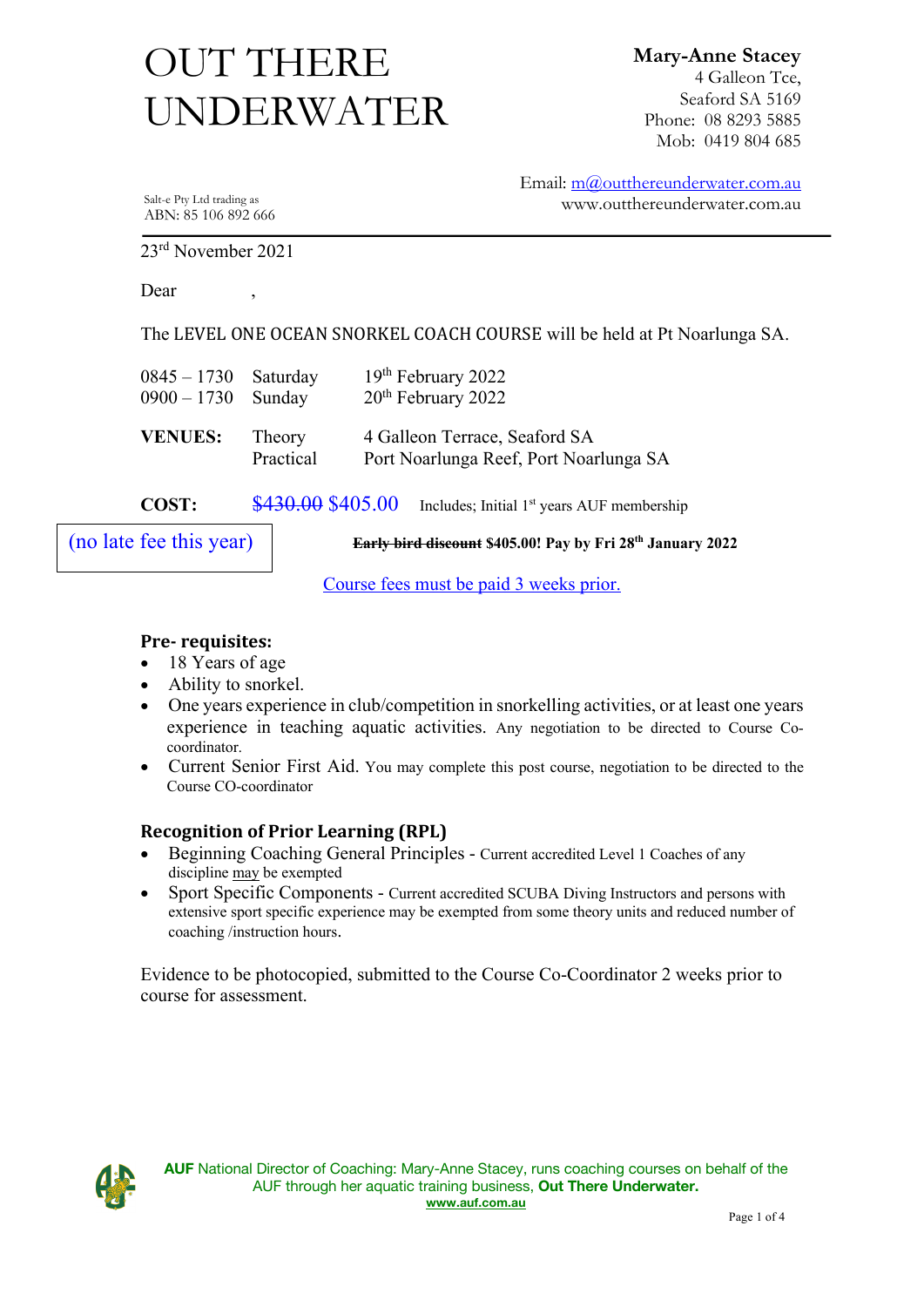# OUT THERE UNDERWATER

**Mary-Anne Stacey**
4 Galleon Tce,
Seaford SA 5169
Phone: 08 8293 5885
Mob: 0419 804 685

Email: m@outthereunderwater.com.au
www.outthereunderwater.com.au

Salt-e Pty Ltd trading as
ABN: 85 106 892 666

---

23rd November 2021

Dear ,

The LEVEL ONE OCEAN SNORKEL COACH COURSE will be held at Pt Noarlunga SA.

| | | |
|---|---|---|
| 0845 – 1730 | Saturday | 19th February 2022 |
| 0900 – 1730 | Sunday | 20th February 2022 |
| **VENUES:** | Theory | 4 Galleon Terrace, Seaford SA |
| | Practical | Port Noarlunga Reef, Port Noarlunga SA |

**COST:** ~~$430.00~~ $405.00 Includes; Initial 1st years AUF membership

(no late fee this year)

**~~Early bird discount~~ $405.00! Pay by Fri 28th January 2022**

Course fees must be paid 3 weeks prior.

### Pre- requisites:

- 18 Years of age
- Ability to snorkel.
- One years experience in club/competition in snorkelling activities, or at least one years experience in teaching aquatic activities. Any negotiation to be directed to Course Co-coordinator.
- Current Senior First Aid. You may complete this post course, negotiation to be directed to the Course CO-coordinator

### Recognition of Prior Learning (RPL)

- Beginning Coaching General Principles - Current accredited Level 1 Coaches of any discipline may be exempted
- Sport Specific Components - Current accredited SCUBA Diving Instructors and persons with extensive sport specific experience may be exempted from some theory units and reduced number of coaching /instruction hours.

Evidence to be photocopied, submitted to the Course Co-Coordinator 2 weeks prior to course for assessment.

**AUF** National Director of Coaching: Mary-Anne Stacey, runs coaching courses on behalf of the AUF through her aquatic training business, **Out There Underwater.**
**www.auf.com.au**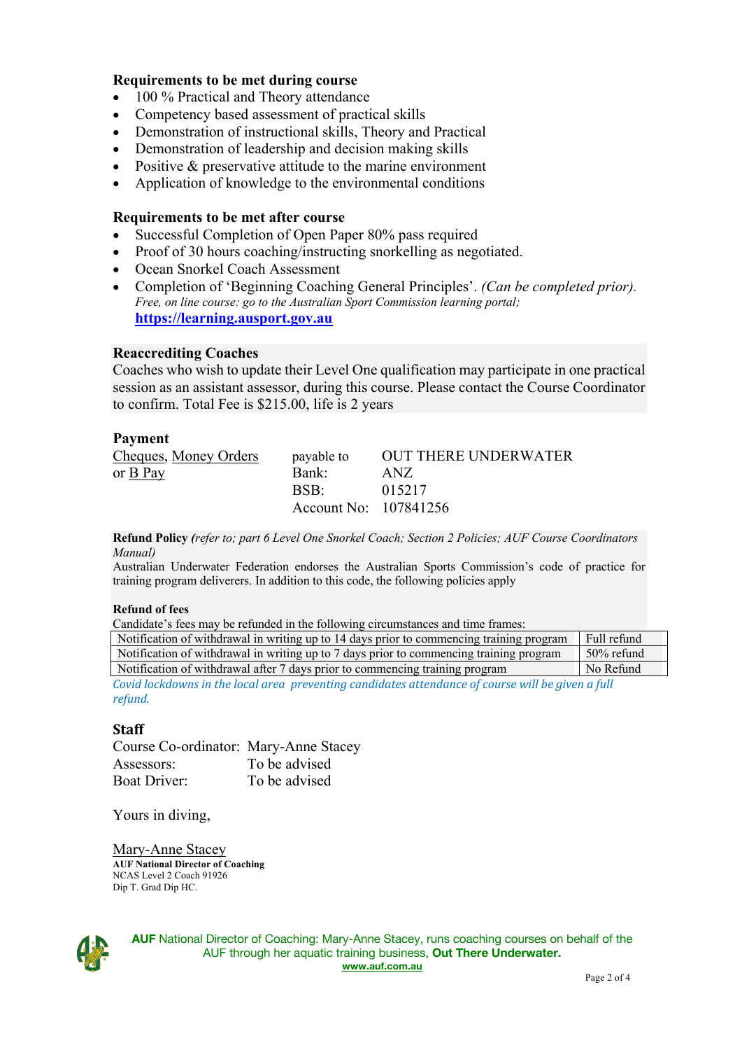### Requirements to be met during course

- 100 % Practical and Theory attendance
- Competency based assessment of practical skills
- Demonstration of instructional skills, Theory and Practical
- Demonstration of leadership and decision making skills
- Positive & preservative attitude to the marine environment
- Application of knowledge to the environmental conditions

### Requirements to be met after course

- Successful Completion of Open Paper 80% pass required
- Proof of 30 hours coaching/instructing snorkelling as negotiated.
- Ocean Snorkel Coach Assessment
- Completion of 'Beginning Coaching General Principles'. *(Can be completed prior).*
  *Free, on line course: go to the Australian Sport Commission learning portal;*
  **https://learning.ausport.gov.au**

### Reaccrediting Coaches

Coaches who wish to update their Level One qualification may participate in one practical session as an assistant assessor, during this course. Please contact the Course Coordinator to confirm. Total Fee is $215.00, life is 2 years

### Payment

| Cheques, Money Orders or B Pay | payable to | OUT THERE UNDERWATER |
|---|---|---|
| | Bank: | ANZ |
| | BSB: | 015217 |
| | Account No: | 107841256 |

**Refund Policy** *(refer to; part 6 Level One Snorkel Coach; Section 2 Policies; AUF Course Coordinators Manual)*

Australian Underwater Federation endorses the Australian Sports Commission's code of practice for training program deliverers. In addition to this code, the following policies apply

**Refund of fees**

Candidate's fees may be refunded in the following circumstances and time frames:

| Notification of withdrawal in writing up to 14 days prior to commencing training program | Full refund |
|---|---|
| Notification of withdrawal in writing up to 7 days prior to commencing training program | 50% refund |
| Notification of withdrawal after 7 days prior to commencing training program | No Refund |

*Covid lockdowns in the local area preventing candidates attendance of course will be given a full refund.*

### Staff

Course Co-ordinator: Mary-Anne Stacey
Assessors: To be advised
Boat Driver: To be advised

Yours in diving,

Mary-Anne Stacey
**AUF National Director of Coaching**
NCAS Level 2 Coach 91926
Dip T. Grad Dip HC.

**AUF** National Director of Coaching: Mary-Anne Stacey, runs coaching courses on behalf of the AUF through her aquatic training business, **Out There Underwater.**
**www.auf.com.au**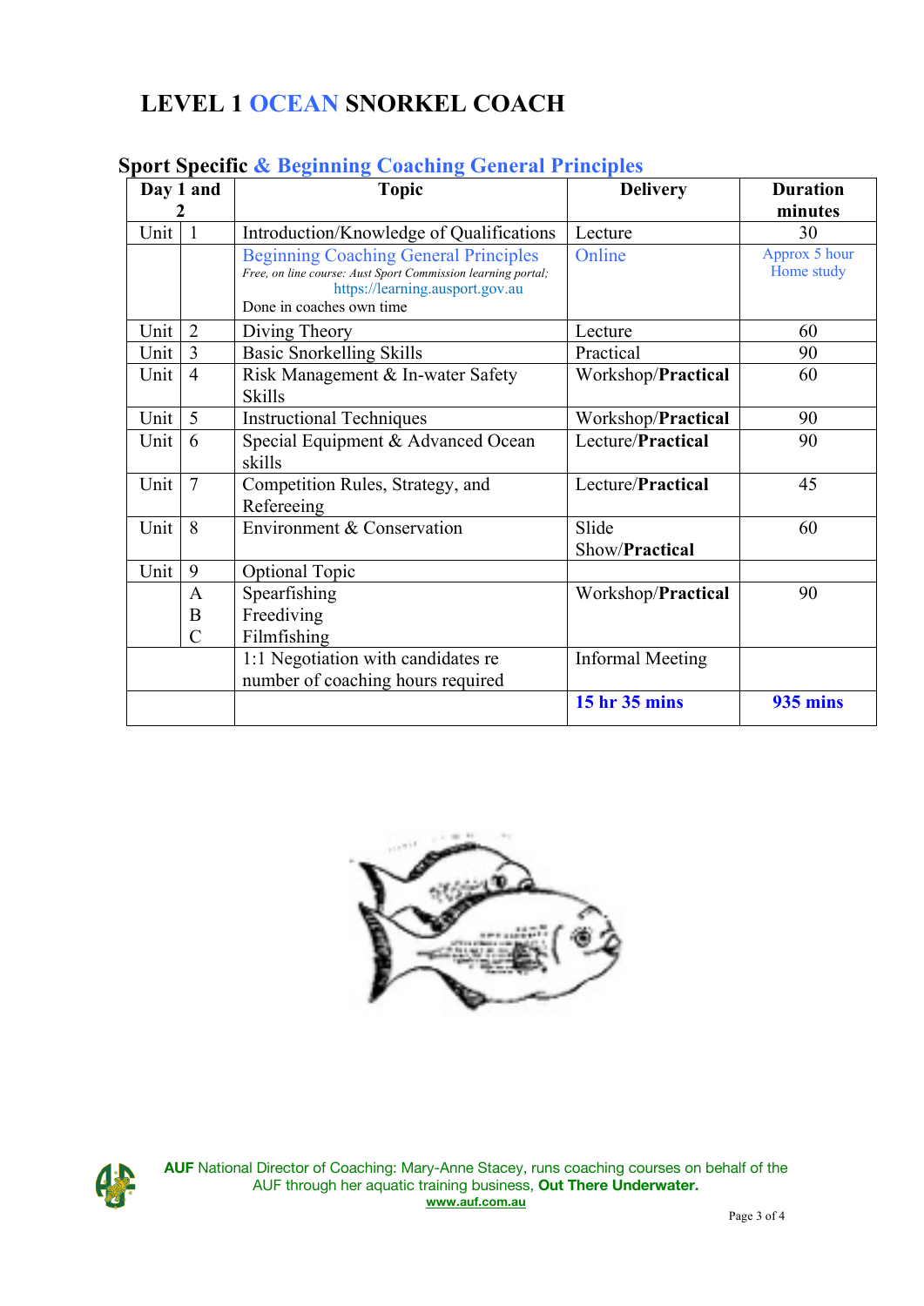# LEVEL 1 OCEAN SNORKEL COACH

## Sport Specific & Beginning Coaching General Principles

| Day 1 and 2 | | Topic | Delivery | Duration minutes |
|---|---|---|---|---|
| Unit | 1 | Introduction/Knowledge of Qualifications | Lecture | 30 |
| | | Beginning Coaching General Principles<br>*Free, on line course: Aust Sport Commission learning portal;*<br>https://learning.ausport.gov.au<br>Done in coaches own time | Online | Approx 5 hour Home study |
| Unit | 2 | Diving Theory | Lecture | 60 |
| Unit | 3 | Basic Snorkelling Skills | Practical | 90 |
| Unit | 4 | Risk Management & In-water Safety Skills | Workshop/**Practical** | 60 |
| Unit | 5 | Instructional Techniques | Workshop/**Practical** | 90 |
| Unit | 6 | Special Equipment & Advanced Ocean skills | Lecture/**Practical** | 90 |
| Unit | 7 | Competition Rules, Strategy, and Refereeing | Lecture/**Practical** | 45 |
| Unit | 8 | Environment & Conservation | Slide Show/**Practical** | 60 |
| Unit | 9 | Optional Topic | | |
| | A<br>B<br>C | Spearfishing<br>Freediving<br>Filmfishing | Workshop/**Practical** | 90 |
| | | 1:1 Negotiation with candidates re number of coaching hours required | Informal Meeting | |
| | | | **15 hr 35 mins** | **935 mins** |

**AUF** National Director of Coaching: Mary-Anne Stacey, runs coaching courses on behalf of the AUF through her aquatic training business, **Out There Underwater.**
**www.auf.com.au**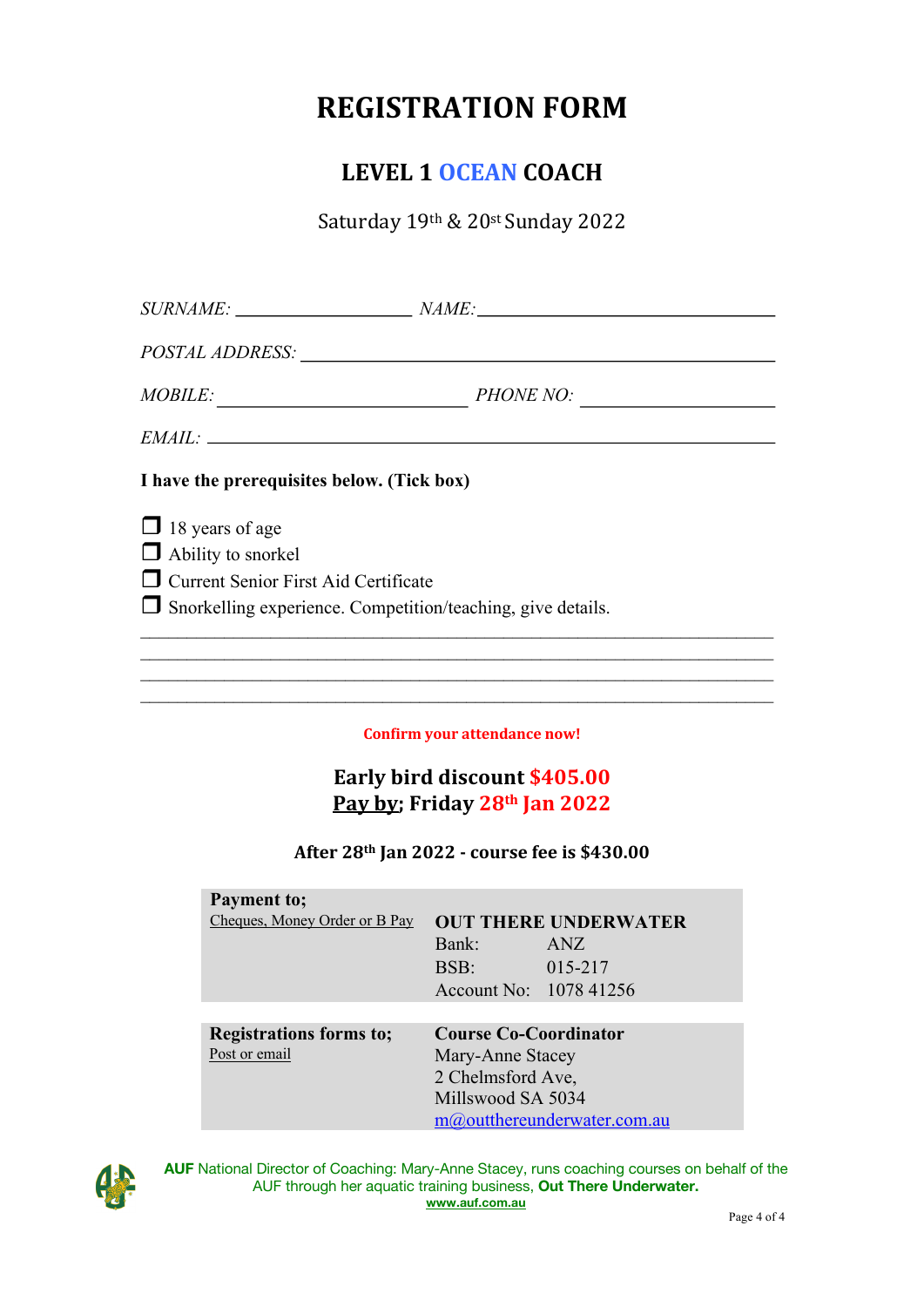# REGISTRATION FORM

## LEVEL 1 OCEAN COACH

Saturday 19th & 20st Sunday 2022

*SURNAME:* ____________________ *NAME:* ________________________________

*POSTAL ADDRESS:* ______________________________________________________

*MOBILE:* ____________________________ *PHONE NO:* ______________________

*EMAIL:* ________________________________________________________________

**I have the prerequisites below. (Tick box)**

- ❒ 18 years of age
- ❒ Ability to snorkel
- ❒ Current Senior First Aid Certificate
- ❒ Snorkelling experience. Competition/teaching, give details.

________________________________________________________________________
________________________________________________________________________
________________________________________________________________________
________________________________________________________________________

**Confirm your attendance now!**

**Early bird discount $405.00**
**Pay by; Friday 28th Jan 2022**

**After 28th Jan 2022 - course fee is $430.00**

| | |
|---|---|
| **Payment to;**<br>Cheques, Money Order or B Pay | **OUT THERE UNDERWATER**<br>Bank: ANZ<br>BSB: 015-217<br>Account No: 1078 41256 |
| **Registrations forms to;**<br>Post or email | **Course Co-Coordinator**<br>Mary-Anne Stacey<br>2 Chelmsford Ave,<br>Millswood SA 5034<br>m@outthereunderwater.com.au |

**AUF** National Director of Coaching: Mary-Anne Stacey, runs coaching courses on behalf of the AUF through her aquatic training business, **Out There Underwater.**
**www.auf.com.au**